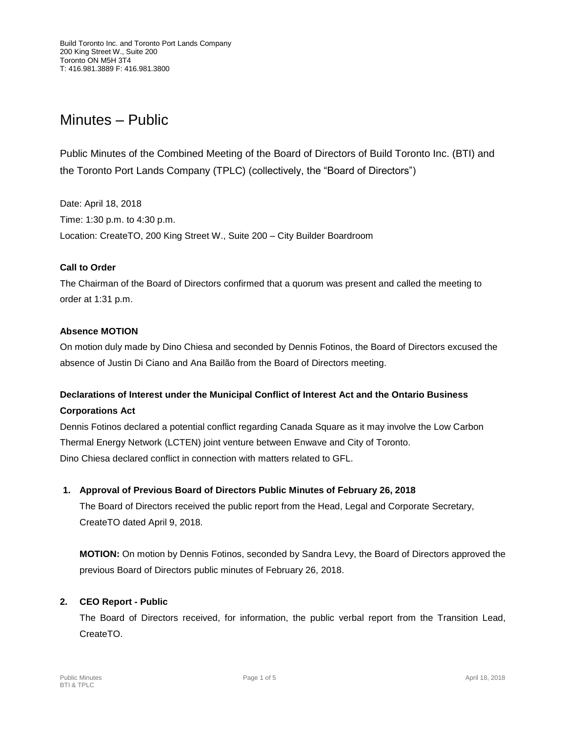Build Toronto Inc. and Toronto Port Lands Company
200 King Street W., Suite 200
Toronto ON M5H 3T4
T: 416.981.3889 F: 416.981.3800

# Minutes – Public

Public Minutes of the Combined Meeting of the Board of Directors of Build Toronto Inc. (BTI) and the Toronto Port Lands Company (TPLC) (collectively, the "Board of Directors")

Date: April 18, 2018
Time: 1:30 p.m. to 4:30 p.m.
Location: CreateTO, 200 King Street W., Suite 200 – City Builder Boardroom

**Call to Order**

The Chairman of the Board of Directors confirmed that a quorum was present and called the meeting to order at 1:31 p.m.

**Absence MOTION**

On motion duly made by Dino Chiesa and seconded by Dennis Fotinos, the Board of Directors excused the absence of Justin Di Ciano and Ana Bailão from the Board of Directors meeting.

**Declarations of Interest under the Municipal Conflict of Interest Act and the Ontario Business Corporations Act**

Dennis Fotinos declared a potential conflict regarding Canada Square as it may involve the Low Carbon Thermal Energy Network (LCTEN) joint venture between Enwave and City of Toronto.
Dino Chiesa declared conflict in connection with matters related to GFL.

1. **Approval of Previous Board of Directors Public Minutes of February 26, 2018**

   The Board of Directors received the public report from the Head, Legal and Corporate Secretary, CreateTO dated April 9, 2018.

   **MOTION:** On motion by Dennis Fotinos, seconded by Sandra Levy, the Board of Directors approved the previous Board of Directors public minutes of February 26, 2018.

2. **CEO Report - Public**

   The Board of Directors received, for information, the public verbal report from the Transition Lead, CreateTO.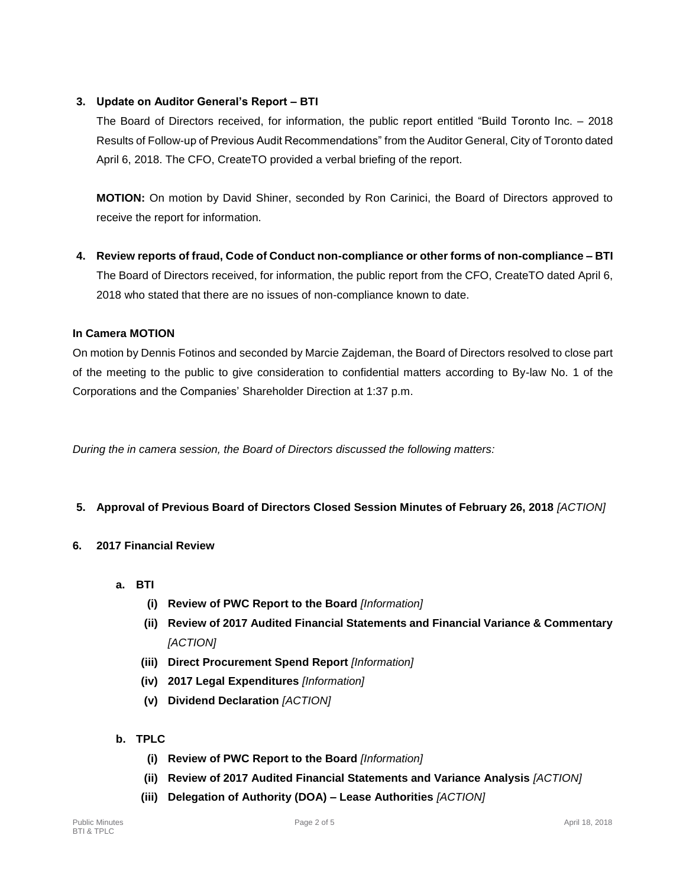3. **Update on Auditor General's Report – BTI**

   The Board of Directors received, for information, the public report entitled "Build Toronto Inc. – 2018 Results of Follow-up of Previous Audit Recommendations" from the Auditor General, City of Toronto dated April 6, 2018. The CFO, CreateTO provided a verbal briefing of the report.

   **MOTION:** On motion by David Shiner, seconded by Ron Carinici, the Board of Directors approved to receive the report for information.

4. **Review reports of fraud, Code of Conduct non-compliance or other forms of non-compliance – BTI**

   The Board of Directors received, for information, the public report from the CFO, CreateTO dated April 6, 2018 who stated that there are no issues of non-compliance known to date.

**In Camera MOTION**

On motion by Dennis Fotinos and seconded by Marcie Zajdeman, the Board of Directors resolved to close part of the meeting to the public to give consideration to confidential matters according to By-law No. 1 of the Corporations and the Companies' Shareholder Direction at 1:37 p.m.

*During the in camera session, the Board of Directors discussed the following matters:*

5. **Approval of Previous Board of Directors Closed Session Minutes of February 26, 2018** *[ACTION]*

6. **2017 Financial Review**

   a. **BTI**
      - **(i) Review of PWC Report to the Board** *[Information]*
      - **(ii) Review of 2017 Audited Financial Statements and Financial Variance & Commentary** *[ACTION]*
      - **(iii) Direct Procurement Spend Report** *[Information]*
      - **(iv) 2017 Legal Expenditures** *[Information]*
      - **(v) Dividend Declaration** *[ACTION]*

   b. **TPLC**
      - **(i) Review of PWC Report to the Board** *[Information]*
      - **(ii) Review of 2017 Audited Financial Statements and Variance Analysis** *[ACTION]*
      - **(iii) Delegation of Authority (DOA) – Lease Authorities** *[ACTION]*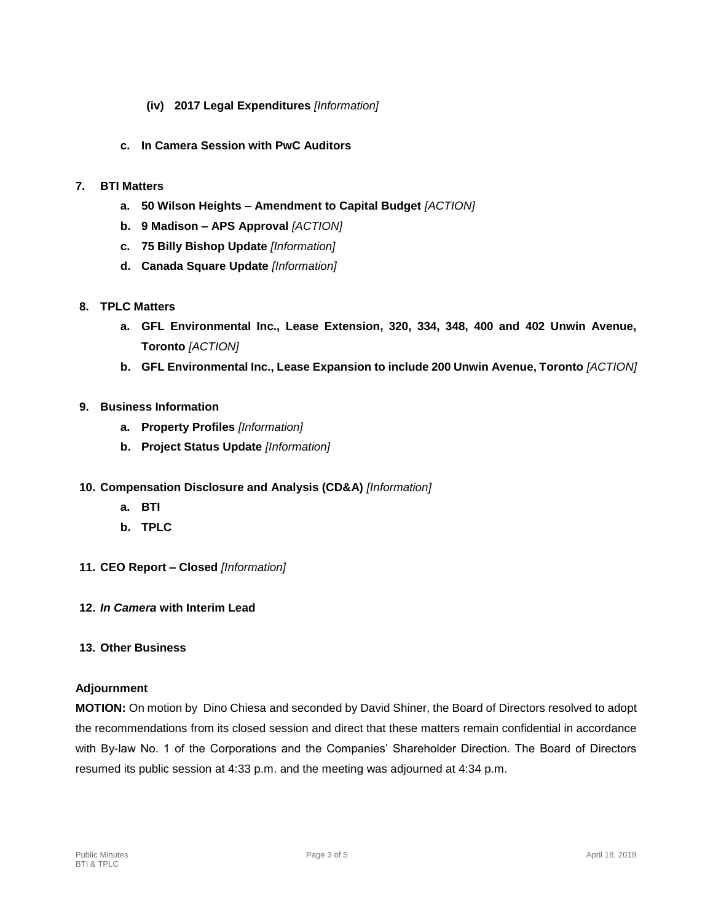**(iv) 2017 Legal Expenditures** *[Information]*

**c. In Camera Session with PwC Auditors**

**7. BTI Matters**

**a. 50 Wilson Heights – Amendment to Capital Budget** *[ACTION]*

**b. 9 Madison – APS Approval** *[ACTION]*

**c. 75 Billy Bishop Update** *[Information]*

**d. Canada Square Update** *[Information]*

**8. TPLC Matters**

**a. GFL Environmental Inc., Lease Extension, 320, 334, 348, 400 and 402 Unwin Avenue, Toronto** *[ACTION]*

**b. GFL Environmental Inc., Lease Expansion to include 200 Unwin Avenue, Toronto** *[ACTION]*

**9. Business Information**

**a. Property Profiles** *[Information]*

**b. Project Status Update** *[Information]*

**10. Compensation Disclosure and Analysis (CD&A)** *[Information]*

**a. BTI**

**b. TPLC**

**11. CEO Report – Closed** *[Information]*

**12.** ***In Camera*** **with Interim Lead**

**13. Other Business**

**Adjournment**

**MOTION:** On motion by Dino Chiesa and seconded by David Shiner, the Board of Directors resolved to adopt the recommendations from its closed session and direct that these matters remain confidential in accordance with By-law No. 1 of the Corporations and the Companies' Shareholder Direction. The Board of Directors resumed its public session at 4:33 p.m. and the meeting was adjourned at 4:34 p.m.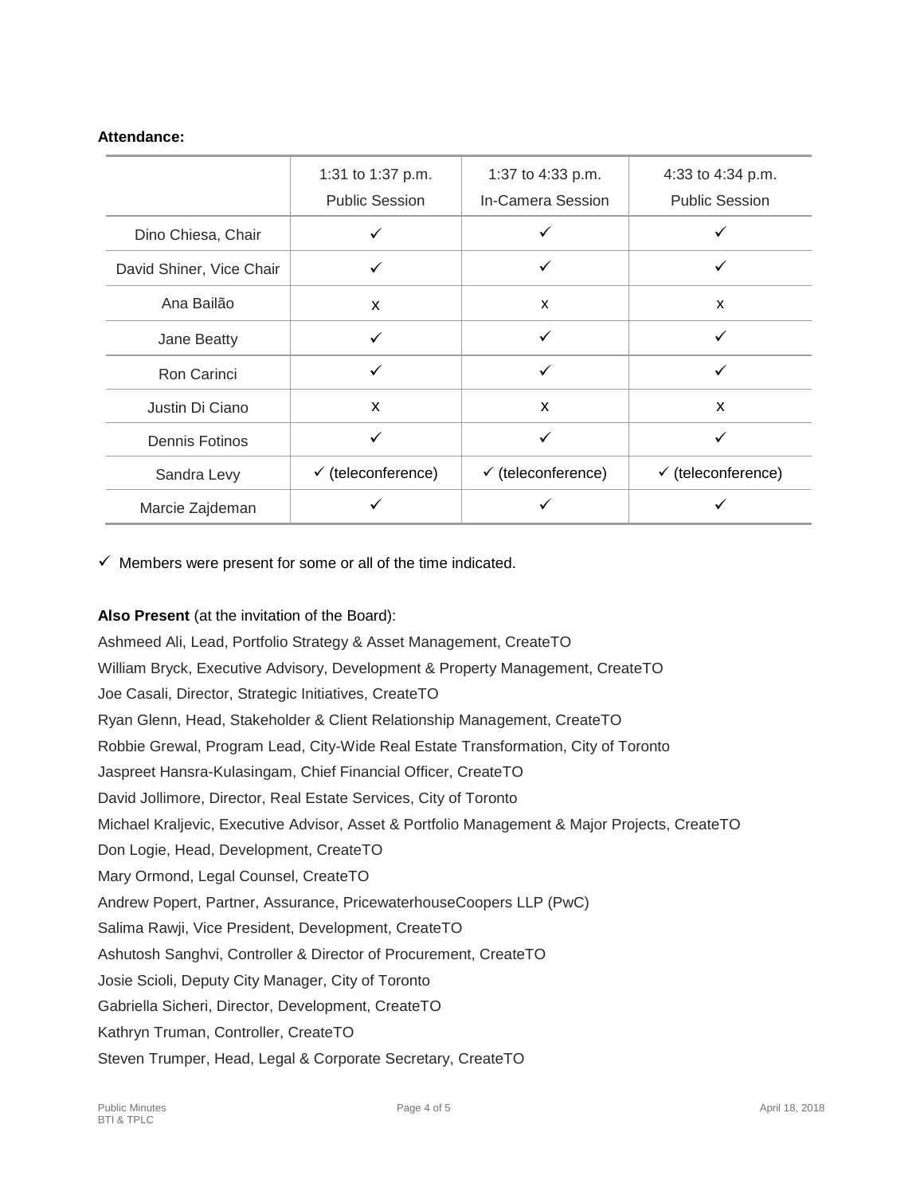**Attendance:**

| | 1:31 to 1:37 p.m. Public Session | 1:37 to 4:33 p.m. In-Camera Session | 4:33 to 4:34 p.m. Public Session |
|---|---|---|---|
| Dino Chiesa, Chair | ✓ | ✓ | ✓ |
| David Shiner, Vice Chair | ✓ | ✓ | ✓ |
| Ana Bailão | x | x | x |
| Jane Beatty | ✓ | ✓ | ✓ |
| Ron Carinci | ✓ | ✓ | ✓ |
| Justin Di Ciano | x | x | x |
| Dennis Fotinos | ✓ | ✓ | ✓ |
| Sandra Levy | ✓ (teleconference) | ✓ (teleconference) | ✓ (teleconference) |
| Marcie Zajdeman | ✓ | ✓ | ✓ |

✓ Members were present for some or all of the time indicated.

**Also Present** (at the invitation of the Board):

Ashmeed Ali, Lead, Portfolio Strategy & Asset Management, CreateTO
William Bryck, Executive Advisory, Development & Property Management, CreateTO
Joe Casali, Director, Strategic Initiatives, CreateTO
Ryan Glenn, Head, Stakeholder & Client Relationship Management, CreateTO
Robbie Grewal, Program Lead, City-Wide Real Estate Transformation, City of Toronto
Jaspreet Hansra-Kulasingam, Chief Financial Officer, CreateTO
David Jollimore, Director, Real Estate Services, City of Toronto
Michael Kraljevic, Executive Advisor, Asset & Portfolio Management & Major Projects, CreateTO
Don Logie, Head, Development, CreateTO
Mary Ormond, Legal Counsel, CreateTO
Andrew Popert, Partner, Assurance, PricewaterhouseCoopers LLP (PwC)
Salima Rawji, Vice President, Development, CreateTO
Ashutosh Sanghvi, Controller & Director of Procurement, CreateTO
Josie Scioli, Deputy City Manager, City of Toronto
Gabriella Sicheri, Director, Development, CreateTO
Kathryn Truman, Controller, CreateTO
Steven Trumper, Head, Legal & Corporate Secretary, CreateTO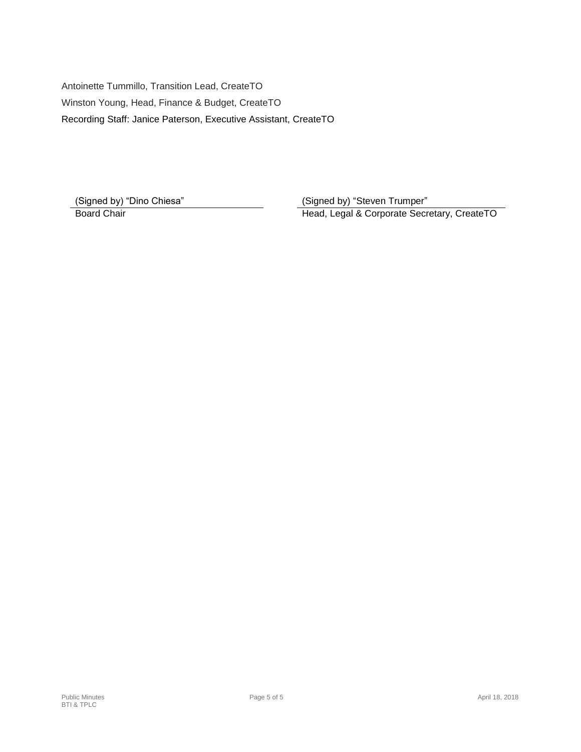Antoinette Tummillo, Transition Lead, CreateTO

Winston Young, Head, Finance & Budget, CreateTO

Recording Staff: Janice Paterson, Executive Assistant, CreateTO

| | |
|---|---|
| (Signed by) "Dino Chiesa" | (Signed by) "Steven Trumper" |
| Board Chair | Head, Legal & Corporate Secretary, CreateTO |